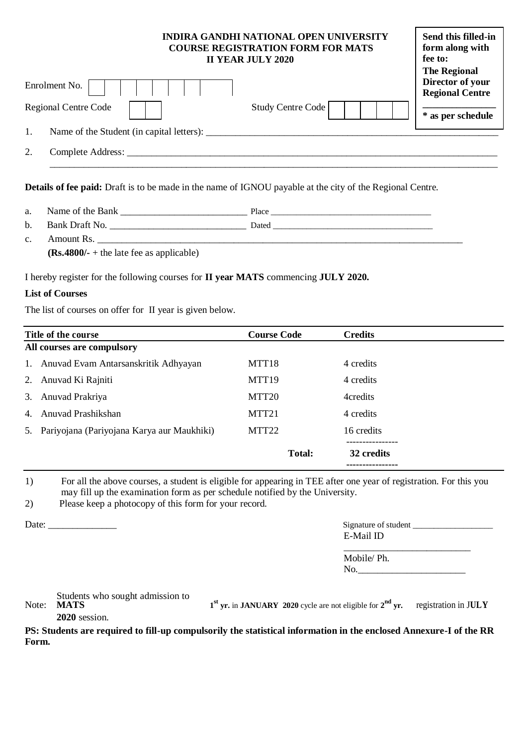# INDIRA GANDHI NATIONAL OPEN UNIVERSITY
## COURSE REGISTRATION FORM FOR MATS
### II YEAR JULY 2020

**Send this filled-in form along with fee to:**
**The Regional Director of your Regional Centre**
**_______________**
*** as per schedule**

Enrolment No. | | | | | | | | | |

Regional Centre Code | | | Study Centre Code | | | | | |

1. Name of the Student (in capital letters): ____________________________________________

2. Complete Address: ____________________________________________
____________________________________________

**Details of fee paid:** Draft is to be made in the name of IGNOU payable at the city of the Regional Centre.

a. Name of the Bank __________________________ Place __________________________________

b. Bank Draft No. ____________________________ Dated __________________________________

c. Amount Rs. ________________________________________________________________
**(Rs.4800/-** + the late fee as applicable)

I hereby register for the following courses for **II year MATS** commencing **JULY 2020.**

**List of Courses**

The list of courses on offer for II year is given below.

| Title of the course | Course Code | Credits |
|---|---|---|
| **All courses are compulsory** | | |
| 1. Anuvad Evam Antarsanskritik Adhyayan | MTT18 | 4 credits |
| 2. Anuvad Ki Rajniti | MTT19 | 4 credits |
| 3. Anuvad Prakriya | MTT20 | 4credits |
| 4. Anuvad Prashikshan | MTT21 | 4 credits |
| 5. Pariyojana (Pariyojana Karya aur Maukhiki) | MTT22 | 16 credits |
| | **Total:** | **32 credits** |

1) For all the above courses, a student is eligible for appearing in TEE after one year of registration. For this you may fill up the examination form as per schedule notified by the University.
2) Please keep a photocopy of this form for your record.

Date: ______________

Signature of student __________________
E-Mail ID
__________________________
Mobile/ Ph. No.______________________

Note: Students who sought admission to **MATS** **1st yr.** in **JANUARY 2020** cycle are not eligible for **2nd yr.** registration in J**ULY 2020** session.

**PS: Students are required to fill-up compulsorily the statistical information in the enclosed Annexure-I of the RR Form.**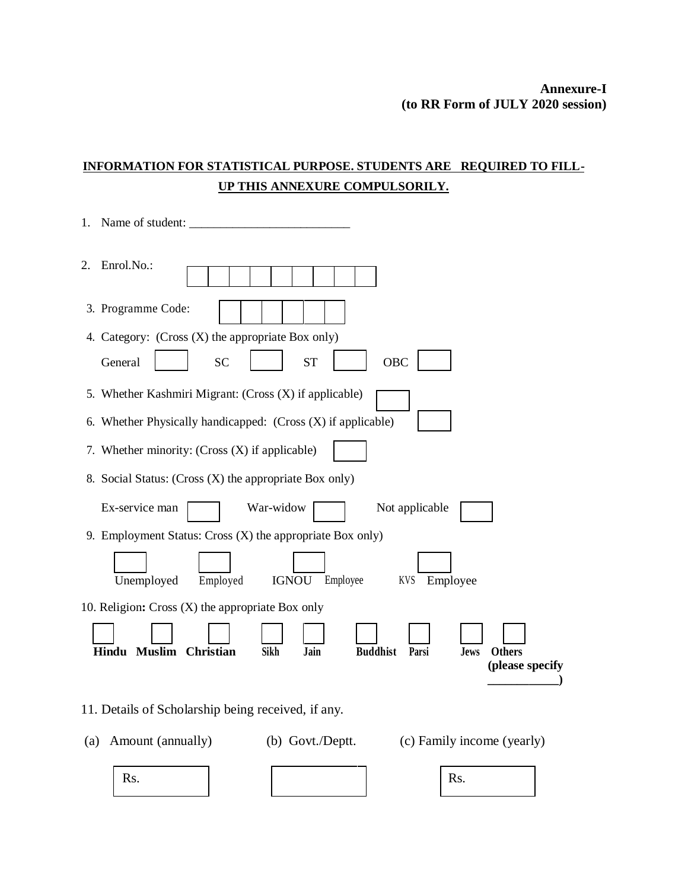**Annexure-I**
**(to RR Form of JULY 2020 session)**

## INFORMATION FOR STATISTICAL PURPOSE. STUDENTS ARE REQUIRED TO FILL-UP THIS ANNEXURE COMPULSORILY.

1. Name of student: ___________________________

2. Enrol.No.: | | | | | | | | | |

3. Programme Code: | | | | | | |

4. Category: (Cross (X) the appropriate Box only)

   General [ ] SC [ ] ST [ ] OBC [ ]

5. Whether Kashmiri Migrant: (Cross (X) if applicable) [ ]

6. Whether Physically handicapped: (Cross (X) if applicable) [ ]

7. Whether minority: (Cross (X) if applicable) [ ]

8. Social Status: (Cross (X) the appropriate Box only)

   Ex-service man [ ] War-widow [ ] Not applicable [ ]

9. Employment Status: Cross (X) the appropriate Box only)

   [ ] Unemployed [ ] Employed [ ] IGNOU Employee [ ] KVS Employee

10. Religion**:** Cross (X) the appropriate Box only

    [ ] **Hindu** [ ] **Muslim** [ ] **Christian** [ ] **Sikh** [ ] **Jain** [ ] **Buddhist** [ ] **Parsi** [ ] **Jews** [ ] **Others (please specify ___________)**

11. Details of Scholarship being received, if any.

| (a) Amount (annually) | (b) Govt./Deptt. | (c) Family income (yearly) |
|---|---|---|
| Rs. | | Rs. |